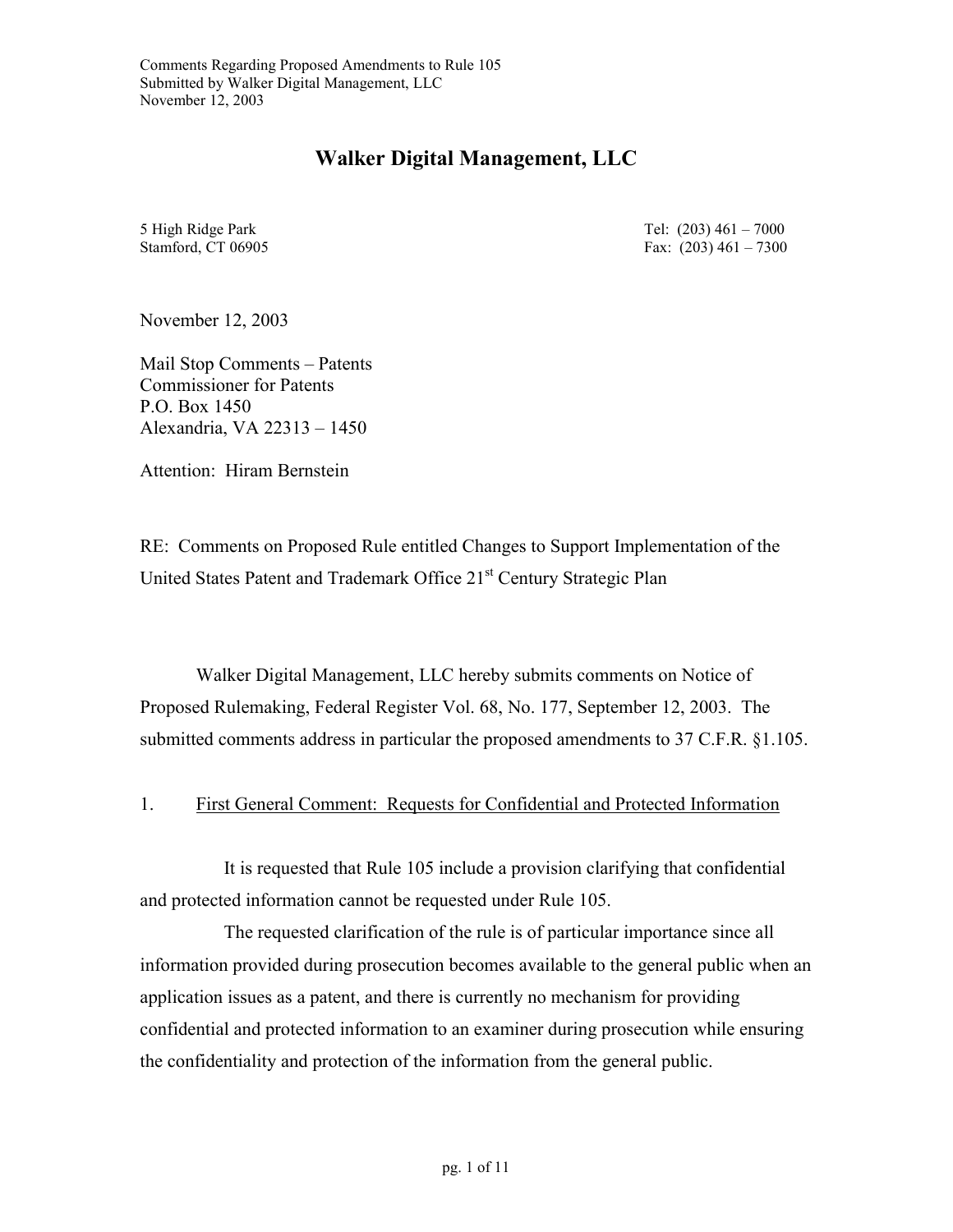# Walker Digital Management, LLC

5 High Ridge Park
Stamford, CT 06905

Tel: (203) 461 – 7000
Fax: (203) 461 – 7300

November 12, 2003

Mail Stop Comments – Patents
Commissioner for Patents
P.O. Box 1450
Alexandria, VA 22313 – 1450

Attention: Hiram Bernstein

RE: Comments on Proposed Rule entitled Changes to Support Implementation of the United States Patent and Trademark Office 21st Century Strategic Plan

Walker Digital Management, LLC hereby submits comments on Notice of Proposed Rulemaking, Federal Register Vol. 68, No. 177, September 12, 2003. The submitted comments address in particular the proposed amendments to 37 C.F.R. §1.105.

## 1. First General Comment: Requests for Confidential and Protected Information

It is requested that Rule 105 include a provision clarifying that confidential and protected information cannot be requested under Rule 105.

The requested clarification of the rule is of particular importance since all information provided during prosecution becomes available to the general public when an application issues as a patent, and there is currently no mechanism for providing confidential and protected information to an examiner during prosecution while ensuring the confidentiality and protection of the information from the general public.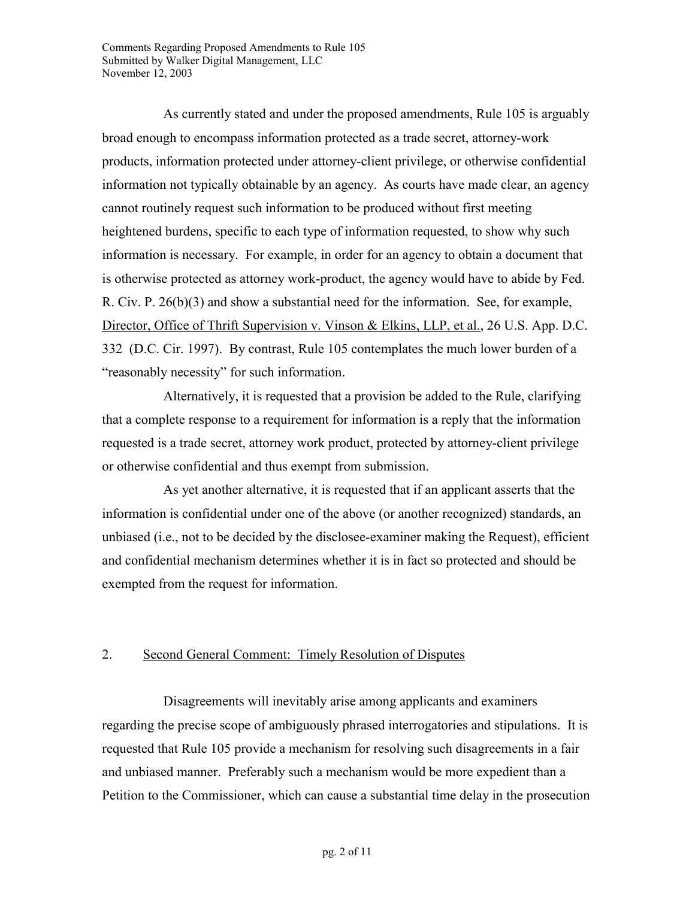As currently stated and under the proposed amendments, Rule 105 is arguably broad enough to encompass information protected as a trade secret, attorney-work products, information protected under attorney-client privilege, or otherwise confidential information not typically obtainable by an agency. As courts have made clear, an agency cannot routinely request such information to be produced without first meeting heightened burdens, specific to each type of information requested, to show why such information is necessary. For example, in order for an agency to obtain a document that is otherwise protected as attorney work-product, the agency would have to abide by Fed. R. Civ. P. 26(b)(3) and show a substantial need for the information. See, for example, Director, Office of Thrift Supervision v. Vinson & Elkins, LLP, et al., 26 U.S. App. D.C. 332 (D.C. Cir. 1997). By contrast, Rule 105 contemplates the much lower burden of a "reasonably necessity" for such information.

Alternatively, it is requested that a provision be added to the Rule, clarifying that a complete response to a requirement for information is a reply that the information requested is a trade secret, attorney work product, protected by attorney-client privilege or otherwise confidential and thus exempt from submission.

As yet another alternative, it is requested that if an applicant asserts that the information is confidential under one of the above (or another recognized) standards, an unbiased (i.e., not to be decided by the disclosee-examiner making the Request), efficient and confidential mechanism determines whether it is in fact so protected and should be exempted from the request for information.

## 2. Second General Comment: Timely Resolution of Disputes

Disagreements will inevitably arise among applicants and examiners regarding the precise scope of ambiguously phrased interrogatories and stipulations. It is requested that Rule 105 provide a mechanism for resolving such disagreements in a fair and unbiased manner. Preferably such a mechanism would be more expedient than a Petition to the Commissioner, which can cause a substantial time delay in the prosecution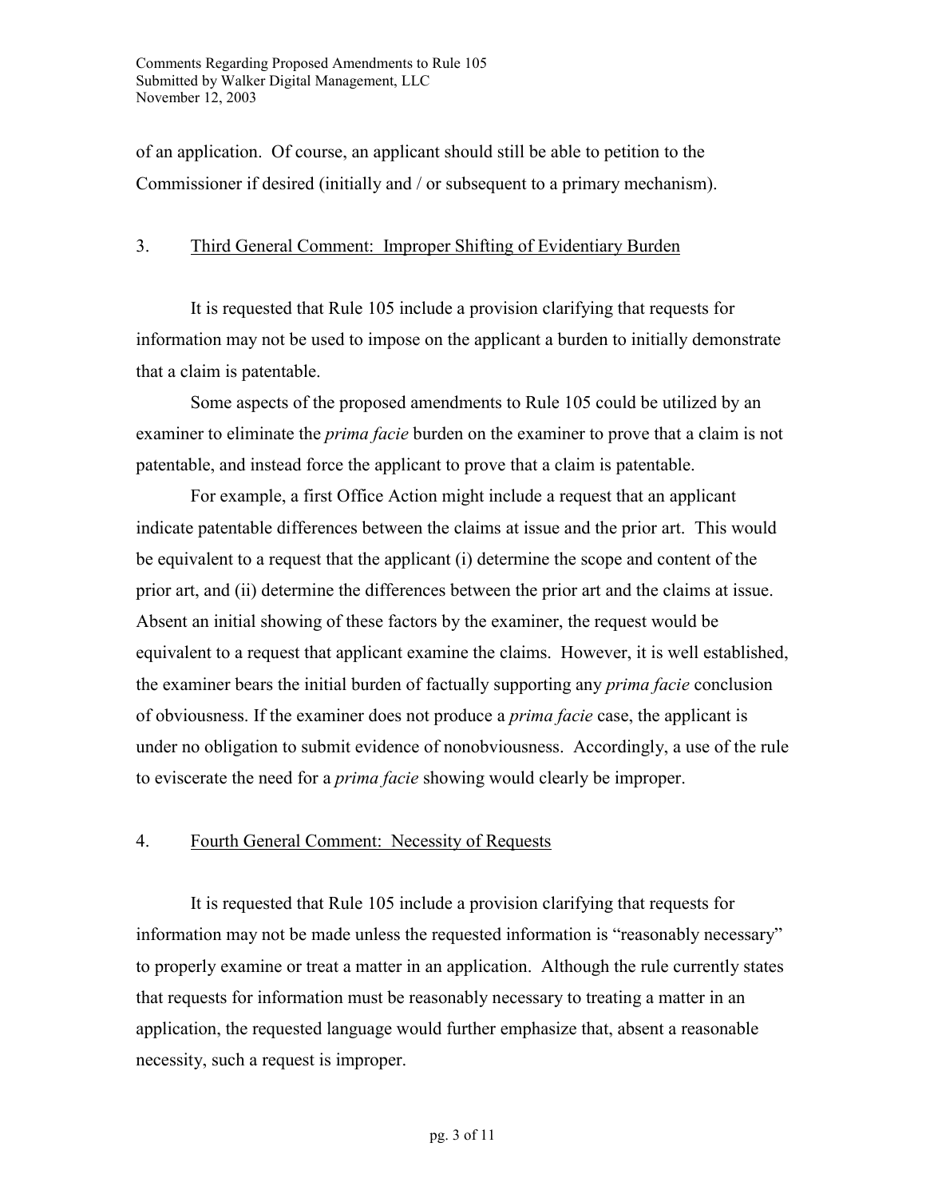of an application. Of course, an applicant should still be able to petition to the Commissioner if desired (initially and / or subsequent to a primary mechanism).

## 3. Third General Comment: Improper Shifting of Evidentiary Burden

It is requested that Rule 105 include a provision clarifying that requests for information may not be used to impose on the applicant a burden to initially demonstrate that a claim is patentable.

Some aspects of the proposed amendments to Rule 105 could be utilized by an examiner to eliminate the *prima facie* burden on the examiner to prove that a claim is not patentable, and instead force the applicant to prove that a claim is patentable.

For example, a first Office Action might include a request that an applicant indicate patentable differences between the claims at issue and the prior art. This would be equivalent to a request that the applicant (i) determine the scope and content of the prior art, and (ii) determine the differences between the prior art and the claims at issue. Absent an initial showing of these factors by the examiner, the request would be equivalent to a request that applicant examine the claims. However, it is well established, the examiner bears the initial burden of factually supporting any *prima facie* conclusion of obviousness. If the examiner does not produce a *prima facie* case, the applicant is under no obligation to submit evidence of nonobviousness. Accordingly, a use of the rule to eviscerate the need for a *prima facie* showing would clearly be improper.

## 4. Fourth General Comment: Necessity of Requests

It is requested that Rule 105 include a provision clarifying that requests for information may not be made unless the requested information is "reasonably necessary" to properly examine or treat a matter in an application. Although the rule currently states that requests for information must be reasonably necessary to treating a matter in an application, the requested language would further emphasize that, absent a reasonable necessity, such a request is improper.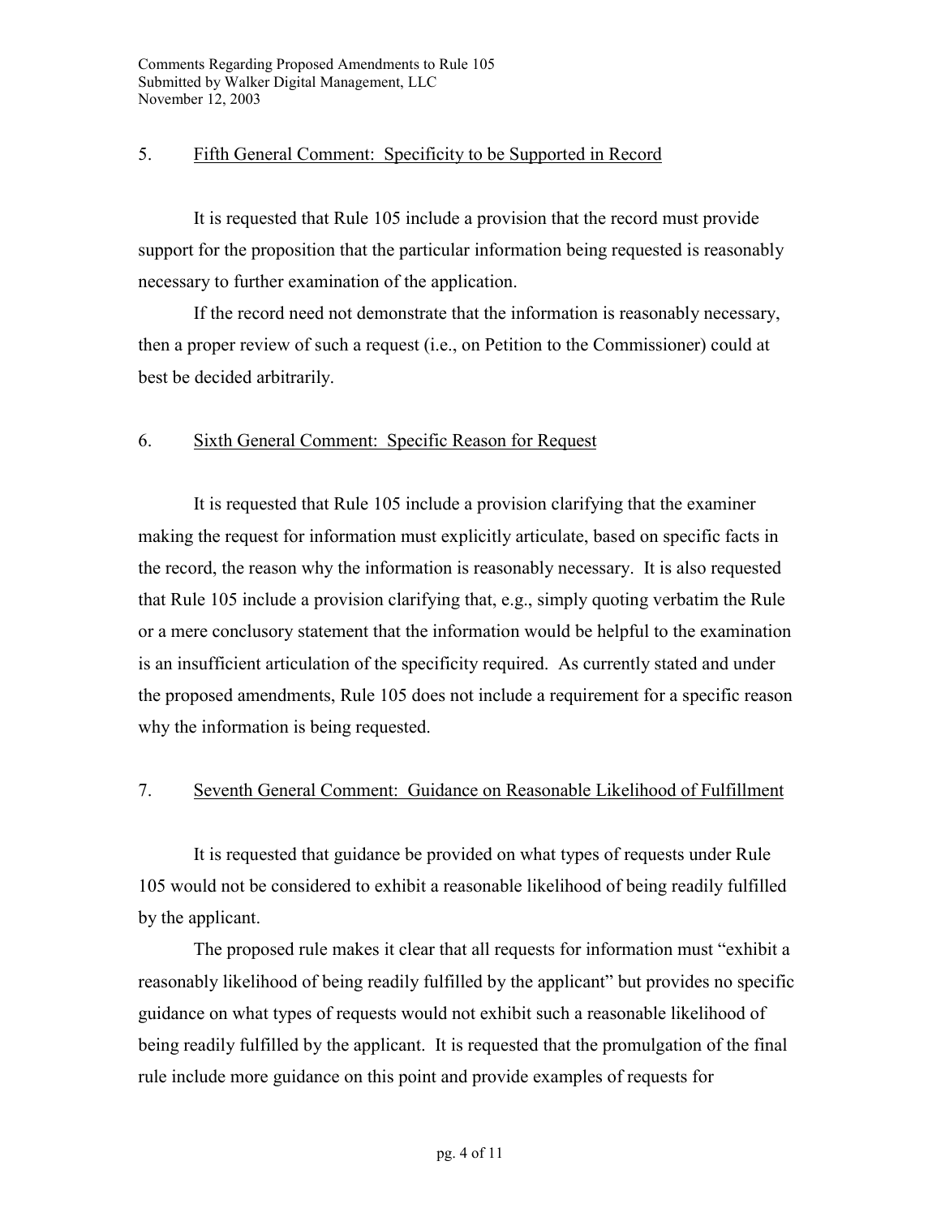## 5. Fifth General Comment: Specificity to be Supported in Record

It is requested that Rule 105 include a provision that the record must provide support for the proposition that the particular information being requested is reasonably necessary to further examination of the application.

If the record need not demonstrate that the information is reasonably necessary, then a proper review of such a request (i.e., on Petition to the Commissioner) could at best be decided arbitrarily.

## 6. Sixth General Comment: Specific Reason for Request

It is requested that Rule 105 include a provision clarifying that the examiner making the request for information must explicitly articulate, based on specific facts in the record, the reason why the information is reasonably necessary. It is also requested that Rule 105 include a provision clarifying that, e.g., simply quoting verbatim the Rule or a mere conclusory statement that the information would be helpful to the examination is an insufficient articulation of the specificity required. As currently stated and under the proposed amendments, Rule 105 does not include a requirement for a specific reason why the information is being requested.

## 7. Seventh General Comment: Guidance on Reasonable Likelihood of Fulfillment

It is requested that guidance be provided on what types of requests under Rule 105 would not be considered to exhibit a reasonable likelihood of being readily fulfilled by the applicant.

The proposed rule makes it clear that all requests for information must "exhibit a reasonably likelihood of being readily fulfilled by the applicant" but provides no specific guidance on what types of requests would not exhibit such a reasonable likelihood of being readily fulfilled by the applicant. It is requested that the promulgation of the final rule include more guidance on this point and provide examples of requests for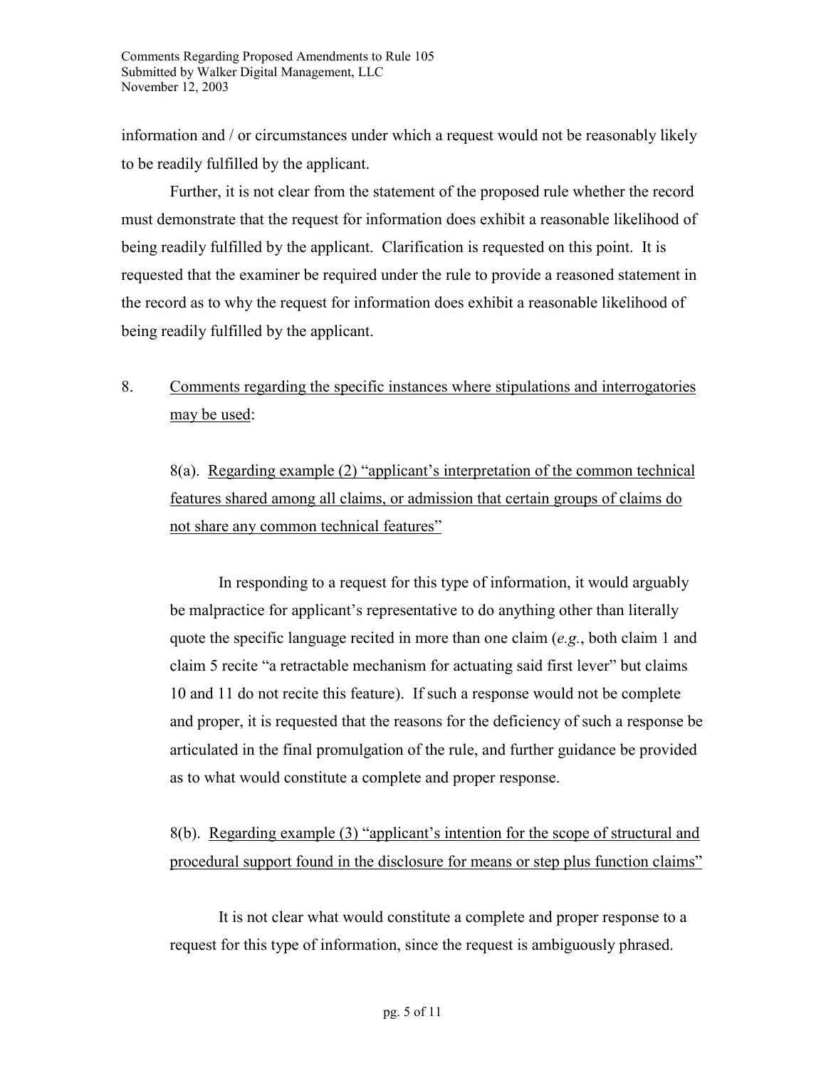information and / or circumstances under which a request would not be reasonably likely to be readily fulfilled by the applicant.

Further, it is not clear from the statement of the proposed rule whether the record must demonstrate that the request for information does exhibit a reasonable likelihood of being readily fulfilled by the applicant. Clarification is requested on this point. It is requested that the examiner be required under the rule to provide a reasoned statement in the record as to why the request for information does exhibit a reasonable likelihood of being readily fulfilled by the applicant.

8. Comments regarding the specific instances where stipulations and interrogatories may be used:

8(a). Regarding example (2) "applicant's interpretation of the common technical features shared among all claims, or admission that certain groups of claims do not share any common technical features"

In responding to a request for this type of information, it would arguably be malpractice for applicant's representative to do anything other than literally quote the specific language recited in more than one claim (*e.g.*, both claim 1 and claim 5 recite "a retractable mechanism for actuating said first lever" but claims 10 and 11 do not recite this feature). If such a response would not be complete and proper, it is requested that the reasons for the deficiency of such a response be articulated in the final promulgation of the rule, and further guidance be provided as to what would constitute a complete and proper response.

8(b). Regarding example (3) "applicant's intention for the scope of structural and procedural support found in the disclosure for means or step plus function claims"

It is not clear what would constitute a complete and proper response to a request for this type of information, since the request is ambiguously phrased.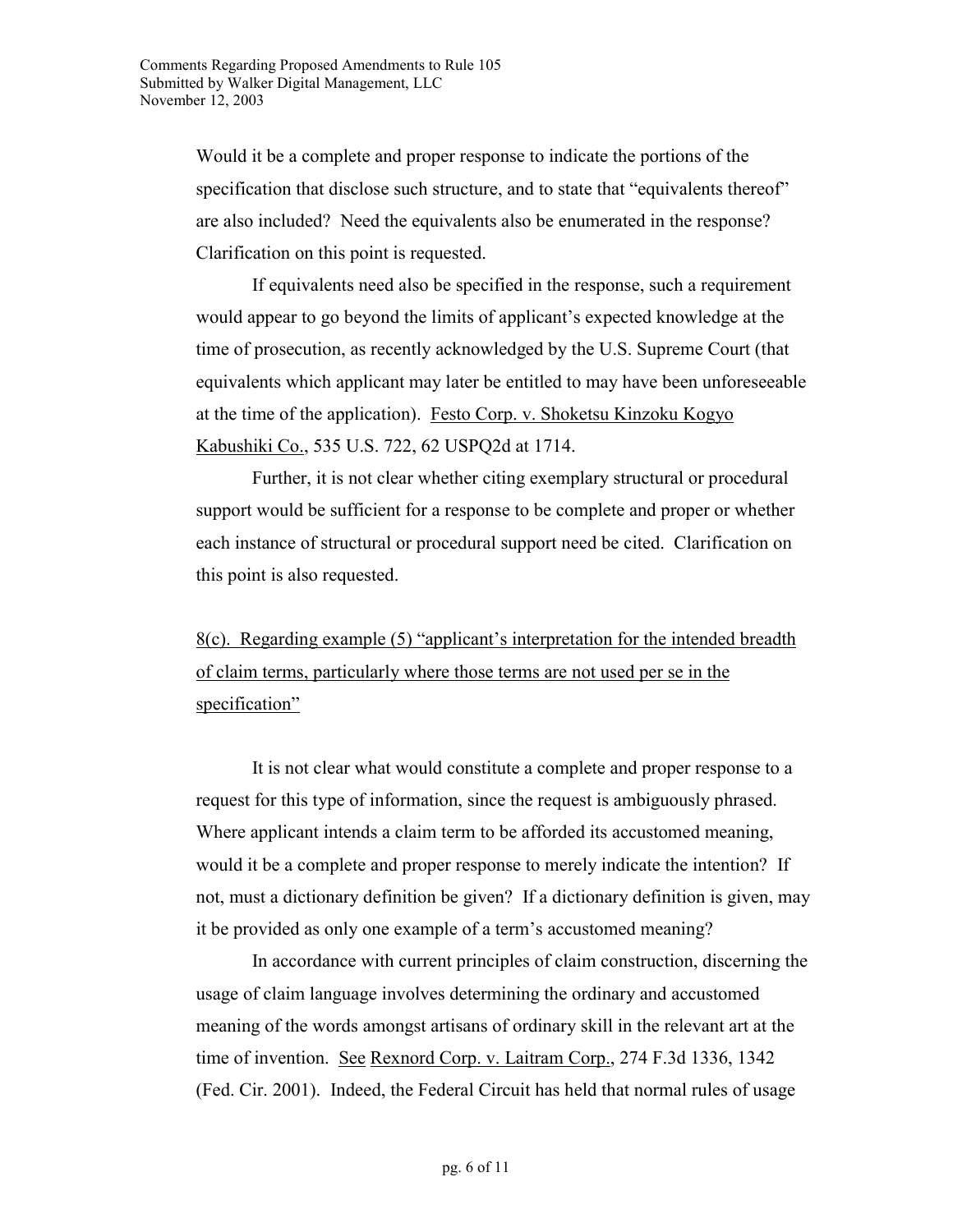Would it be a complete and proper response to indicate the portions of the specification that disclose such structure, and to state that "equivalents thereof" are also included? Need the equivalents also be enumerated in the response? Clarification on this point is requested.

If equivalents need also be specified in the response, such a requirement would appear to go beyond the limits of applicant's expected knowledge at the time of prosecution, as recently acknowledged by the U.S. Supreme Court (that equivalents which applicant may later be entitled to may have been unforeseeable at the time of the application). Festo Corp. v. Shoketsu Kinzoku Kogyo Kabushiki Co., 535 U.S. 722, 62 USPQ2d at 1714.

Further, it is not clear whether citing exemplary structural or procedural support would be sufficient for a response to be complete and proper or whether each instance of structural or procedural support need be cited. Clarification on this point is also requested.

8(c). Regarding example (5) "applicant's interpretation for the intended breadth of claim terms, particularly where those terms are not used per se in the specification"

It is not clear what would constitute a complete and proper response to a request for this type of information, since the request is ambiguously phrased. Where applicant intends a claim term to be afforded its accustomed meaning, would it be a complete and proper response to merely indicate the intention? If not, must a dictionary definition be given? If a dictionary definition is given, may it be provided as only one example of a term's accustomed meaning?

In accordance with current principles of claim construction, discerning the usage of claim language involves determining the ordinary and accustomed meaning of the words amongst artisans of ordinary skill in the relevant art at the time of invention. See Rexnord Corp. v. Laitram Corp., 274 F.3d 1336, 1342 (Fed. Cir. 2001). Indeed, the Federal Circuit has held that normal rules of usage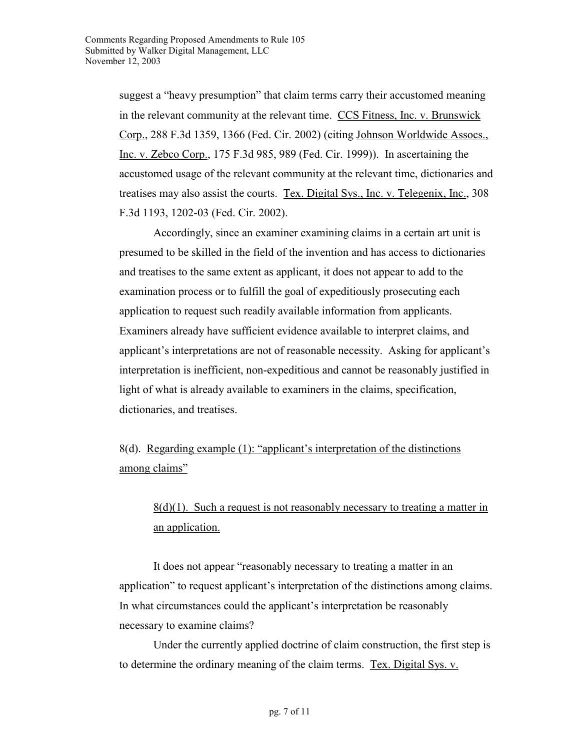suggest a "heavy presumption" that claim terms carry their accustomed meaning in the relevant community at the relevant time. CCS Fitness, Inc. v. Brunswick Corp., 288 F.3d 1359, 1366 (Fed. Cir. 2002) (citing Johnson Worldwide Assocs., Inc. v. Zebco Corp., 175 F.3d 985, 989 (Fed. Cir. 1999)). In ascertaining the accustomed usage of the relevant community at the relevant time, dictionaries and treatises may also assist the courts. Tex. Digital Sys., Inc. v. Telegenix, Inc., 308 F.3d 1193, 1202-03 (Fed. Cir. 2002).

Accordingly, since an examiner examining claims in a certain art unit is presumed to be skilled in the field of the invention and has access to dictionaries and treatises to the same extent as applicant, it does not appear to add to the examination process or to fulfill the goal of expeditiously prosecuting each application to request such readily available information from applicants. Examiners already have sufficient evidence available to interpret claims, and applicant's interpretations are not of reasonable necessity. Asking for applicant's interpretation is inefficient, non-expeditious and cannot be reasonably justified in light of what is already available to examiners in the claims, specification, dictionaries, and treatises.

8(d). Regarding example (1): "applicant's interpretation of the distinctions among claims"

> 8(d)(1). Such a request is not reasonably necessary to treating a matter in an application.

It does not appear "reasonably necessary to treating a matter in an application" to request applicant's interpretation of the distinctions among claims. In what circumstances could the applicant's interpretation be reasonably necessary to examine claims?

Under the currently applied doctrine of claim construction, the first step is to determine the ordinary meaning of the claim terms. Tex. Digital Sys. v.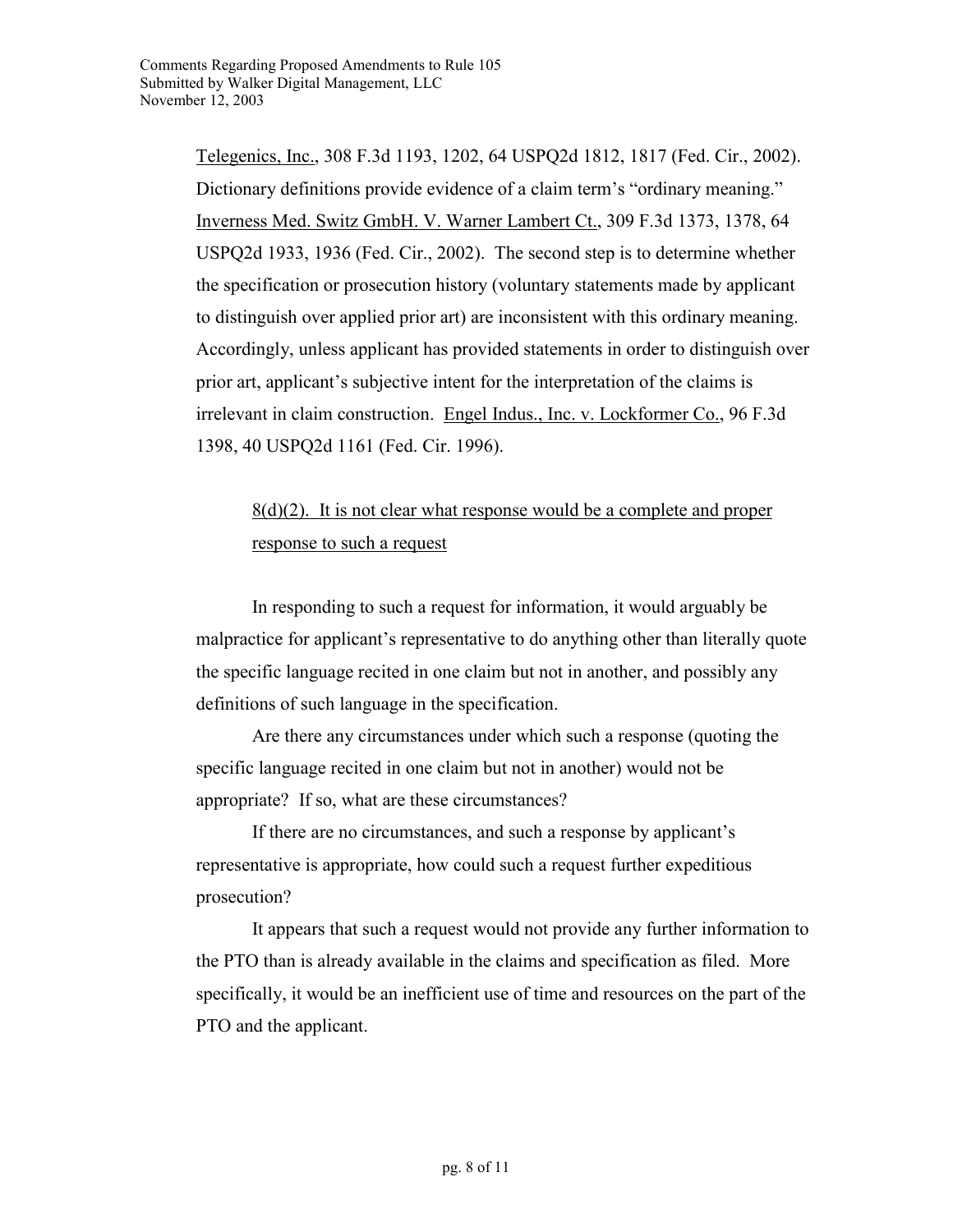Telegenics, Inc., 308 F.3d 1193, 1202, 64 USPQ2d 1812, 1817 (Fed. Cir., 2002). Dictionary definitions provide evidence of a claim term's "ordinary meaning." Inverness Med. Switz GmbH. V. Warner Lambert Ct., 309 F.3d 1373, 1378, 64 USPQ2d 1933, 1936 (Fed. Cir., 2002). The second step is to determine whether the specification or prosecution history (voluntary statements made by applicant to distinguish over applied prior art) are inconsistent with this ordinary meaning. Accordingly, unless applicant has provided statements in order to distinguish over prior art, applicant's subjective intent for the interpretation of the claims is irrelevant in claim construction. Engel Indus., Inc. v. Lockformer Co., 96 F.3d 1398, 40 USPQ2d 1161 (Fed. Cir. 1996).

<u>8(d)(2). It is not clear what response would be a complete and proper response to such a request</u>

In responding to such a request for information, it would arguably be malpractice for applicant's representative to do anything other than literally quote the specific language recited in one claim but not in another, and possibly any definitions of such language in the specification.

Are there any circumstances under which such a response (quoting the specific language recited in one claim but not in another) would not be appropriate? If so, what are these circumstances?

If there are no circumstances, and such a response by applicant's representative is appropriate, how could such a request further expeditious prosecution?

It appears that such a request would not provide any further information to the PTO than is already available in the claims and specification as filed. More specifically, it would be an inefficient use of time and resources on the part of the PTO and the applicant.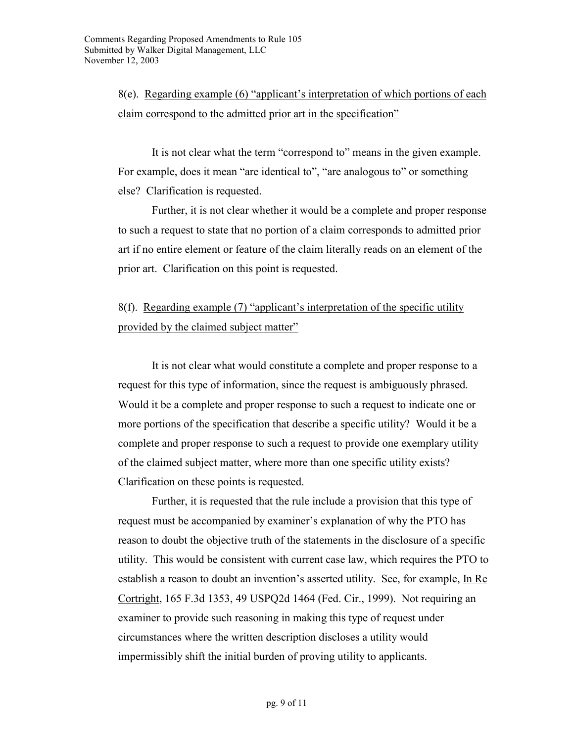8(e). <u>Regarding example (6) "applicant's interpretation of which portions of each claim correspond to the admitted prior art in the specification"</u>

It is not clear what the term "correspond to" means in the given example. For example, does it mean "are identical to", "are analogous to" or something else? Clarification is requested.

Further, it is not clear whether it would be a complete and proper response to such a request to state that no portion of a claim corresponds to admitted prior art if no entire element or feature of the claim literally reads on an element of the prior art. Clarification on this point is requested.

8(f). <u>Regarding example (7) "applicant's interpretation of the specific utility provided by the claimed subject matter"</u>

It is not clear what would constitute a complete and proper response to a request for this type of information, since the request is ambiguously phrased. Would it be a complete and proper response to such a request to indicate one or more portions of the specification that describe a specific utility? Would it be a complete and proper response to such a request to provide one exemplary utility of the claimed subject matter, where more than one specific utility exists? Clarification on these points is requested.

Further, it is requested that the rule include a provision that this type of request must be accompanied by examiner's explanation of why the PTO has reason to doubt the objective truth of the statements in the disclosure of a specific utility. This would be consistent with current case law, which requires the PTO to establish a reason to doubt an invention's asserted utility. See, for example, <u>In Re Cortright</u>, 165 F.3d 1353, 49 USPQ2d 1464 (Fed. Cir., 1999). Not requiring an examiner to provide such reasoning in making this type of request under circumstances where the written description discloses a utility would impermissibly shift the initial burden of proving utility to applicants.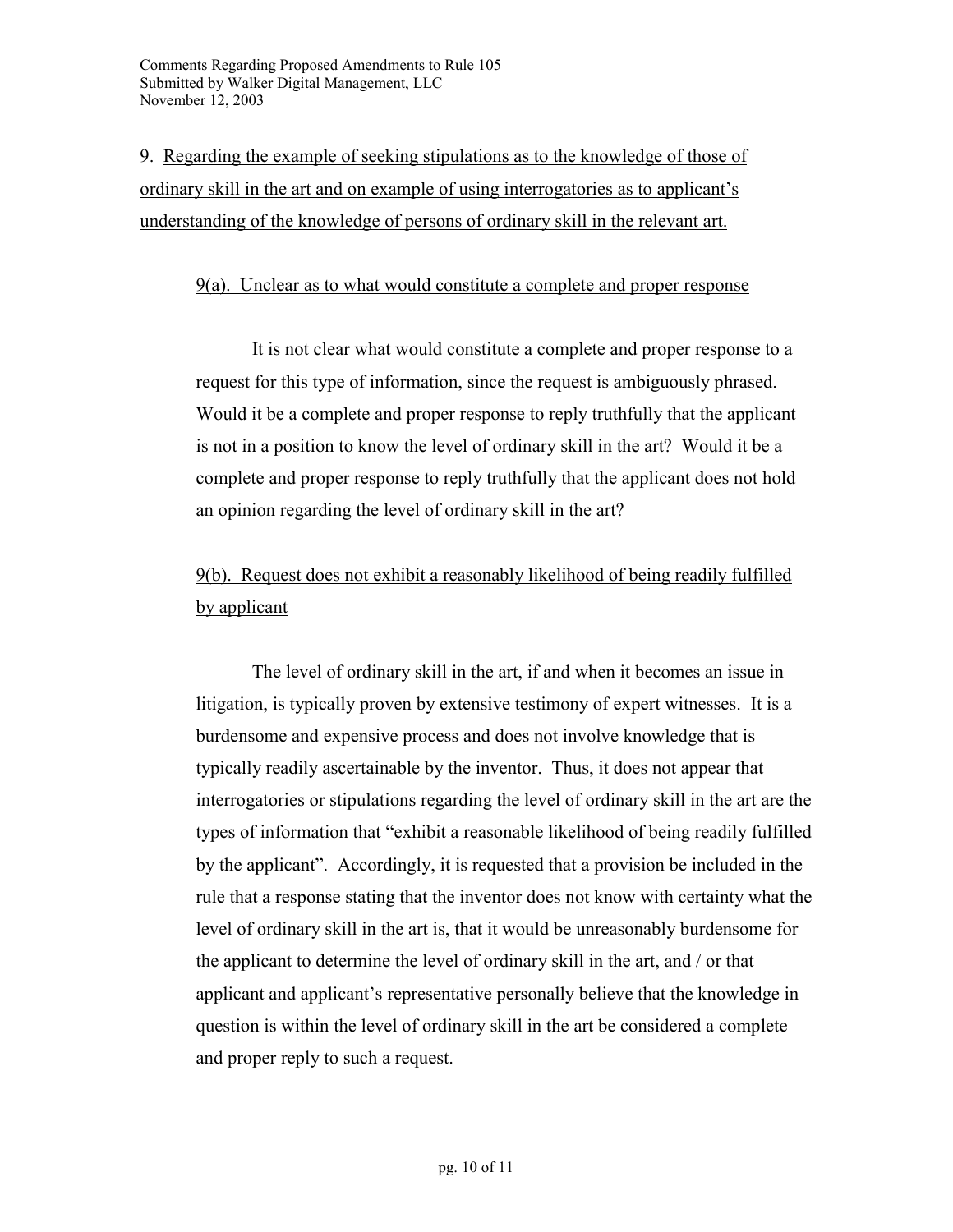9. <u>Regarding the example of seeking stipulations as to the knowledge of those of ordinary skill in the art and on example of using interrogatories as to applicant's understanding of the knowledge of persons of ordinary skill in the relevant art.</u>

<u>9(a). Unclear as to what would constitute a complete and proper response</u>

It is not clear what would constitute a complete and proper response to a request for this type of information, since the request is ambiguously phrased. Would it be a complete and proper response to reply truthfully that the applicant is not in a position to know the level of ordinary skill in the art? Would it be a complete and proper response to reply truthfully that the applicant does not hold an opinion regarding the level of ordinary skill in the art?

<u>9(b). Request does not exhibit a reasonably likelihood of being readily fulfilled by applicant</u>

The level of ordinary skill in the art, if and when it becomes an issue in litigation, is typically proven by extensive testimony of expert witnesses. It is a burdensome and expensive process and does not involve knowledge that is typically readily ascertainable by the inventor. Thus, it does not appear that interrogatories or stipulations regarding the level of ordinary skill in the art are the types of information that "exhibit a reasonable likelihood of being readily fulfilled by the applicant". Accordingly, it is requested that a provision be included in the rule that a response stating that the inventor does not know with certainty what the level of ordinary skill in the art is, that it would be unreasonably burdensome for the applicant to determine the level of ordinary skill in the art, and / or that applicant and applicant's representative personally believe that the knowledge in question is within the level of ordinary skill in the art be considered a complete and proper reply to such a request.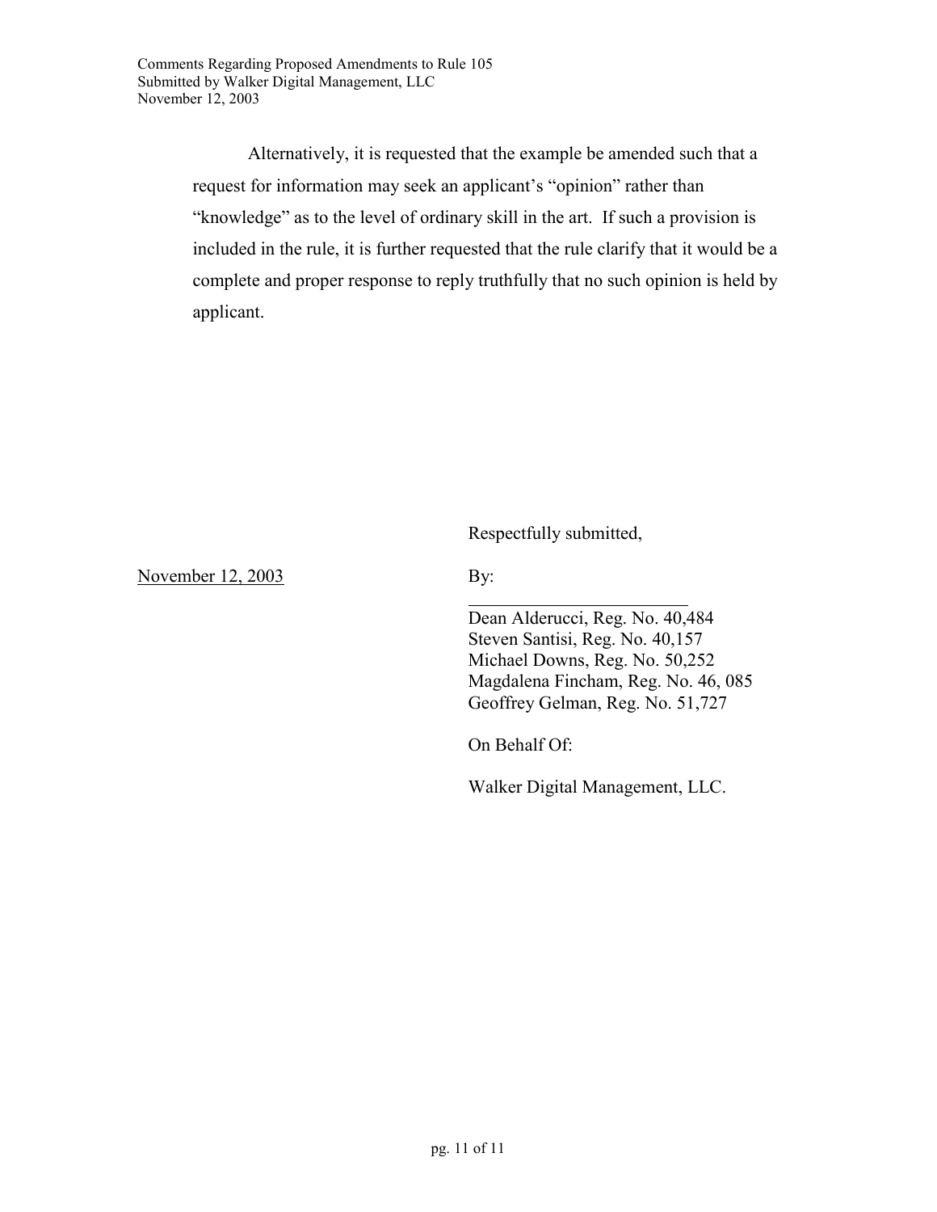Alternatively, it is requested that the example be amended such that a request for information may seek an applicant's "opinion" rather than "knowledge" as to the level of ordinary skill in the art. If such a provision is included in the rule, it is further requested that the rule clarify that it would be a complete and proper response to reply truthfully that no such opinion is held by applicant.

Respectfully submitted,

November 12, 2003

By:

\_\_\_\_\_\_\_\_\_\_\_\_\_\_\_\_\_\_\_\_\_\_\_\_\_

Dean Alderucci, Reg. No. 40,484
Steven Santisi, Reg. No. 40,157
Michael Downs, Reg. No. 50,252
Magdalena Fincham, Reg. No. 46, 085
Geoffrey Gelman, Reg. No. 51,727

On Behalf Of:

Walker Digital Management, LLC.